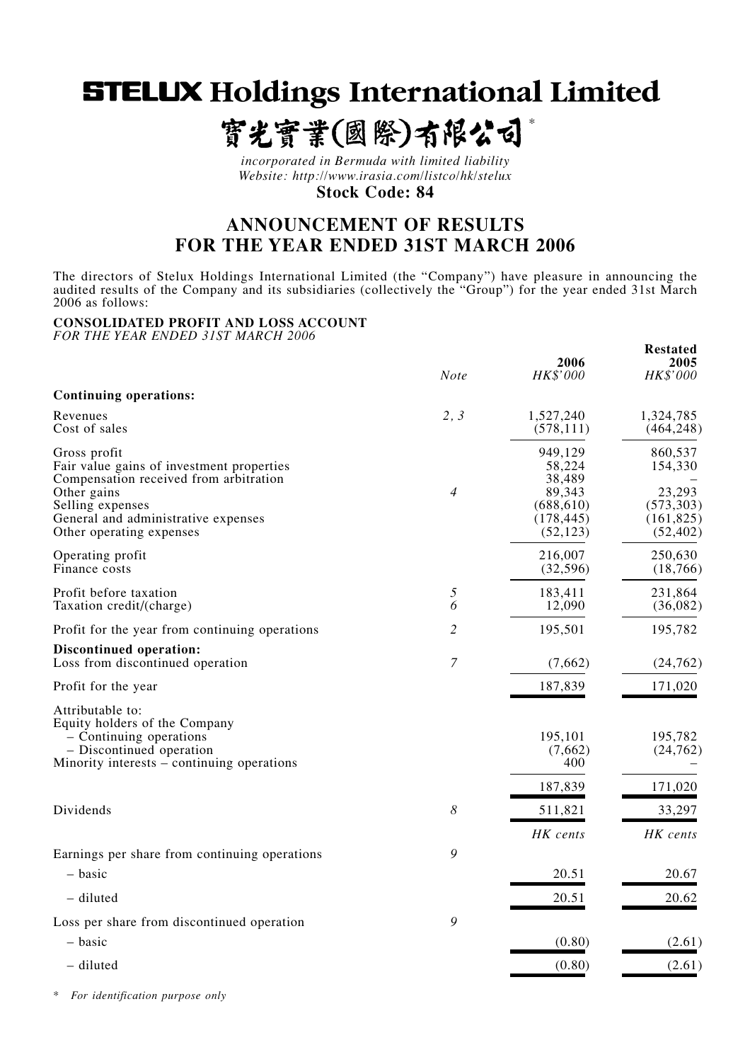# STELUX Holdings International Limited

# 寶光實業(國際)有限公司*

*incorporated in Bermuda with limited liability*
*Website: http://www.irasia.com/listco/hk/stelux*

**Stock Code: 84**

## ANNOUNCEMENT OF RESULTS FOR THE YEAR ENDED 31ST MARCH 2006

The directors of Stelux Holdings International Limited (the "Company") have pleasure in announcing the audited results of the Company and its subsidiaries (collectively the "Group") for the year ended 31st March 2006 as follows:

**CONSOLIDATED PROFIT AND LOSS ACCOUNT**
*FOR THE YEAR ENDED 31ST MARCH 2006*

| | Note | 2006 *HK$'000* | Restated 2005 *HK$'000* |
|---|---|---|---|
| **Continuing operations:** | | | |
| Revenues | 2, 3 | 1,527,240 | 1,324,785 |
| Cost of sales | | (578,111) | (464,248) |
| Gross profit | | 949,129 | 860,537 |
| Fair value gains of investment properties | | 58,224 | 154,330 |
| Compensation received from arbitration | | 38,489 | – |
| Other gains | 4 | 89,343 | 23,293 |
| Selling expenses | | (688,610) | (573,303) |
| General and administrative expenses | | (178,445) | (161,825) |
| Other operating expenses | | (52,123) | (52,402) |
| Operating profit | | 216,007 | 250,630 |
| Finance costs | | (32,596) | (18,766) |
| Profit before taxation | 5 | 183,411 | 231,864 |
| Taxation credit/(charge) | 6 | 12,090 | (36,082) |
| Profit for the year from continuing operations | 2 | 195,501 | 195,782 |
| **Discontinued operation:** | | | |
| Loss from discontinued operation | 7 | (7,662) | (24,762) |
| Profit for the year | | 187,839 | 171,020 |
| Attributable to: | | | |
| Equity holders of the Company | | | |
| – Continuing operations | | 195,101 | 195,782 |
| – Discontinued operation | | (7,662) | (24,762) |
| Minority interests – continuing operations | | 400 | – |
| | | 187,839 | 171,020 |
| Dividends | 8 | 511,821 | 33,297 |
| | | *HK cents* | *HK cents* |
| Earnings per share from continuing operations | 9 | | |
| – basic | | 20.51 | 20.67 |
| – diluted | | 20.51 | 20.62 |
| Loss per share from discontinued operation | 9 | | |
| – basic | | (0.80) | (2.61) |
| – diluted | | (0.80) | (2.61) |

\* *For identification purpose only*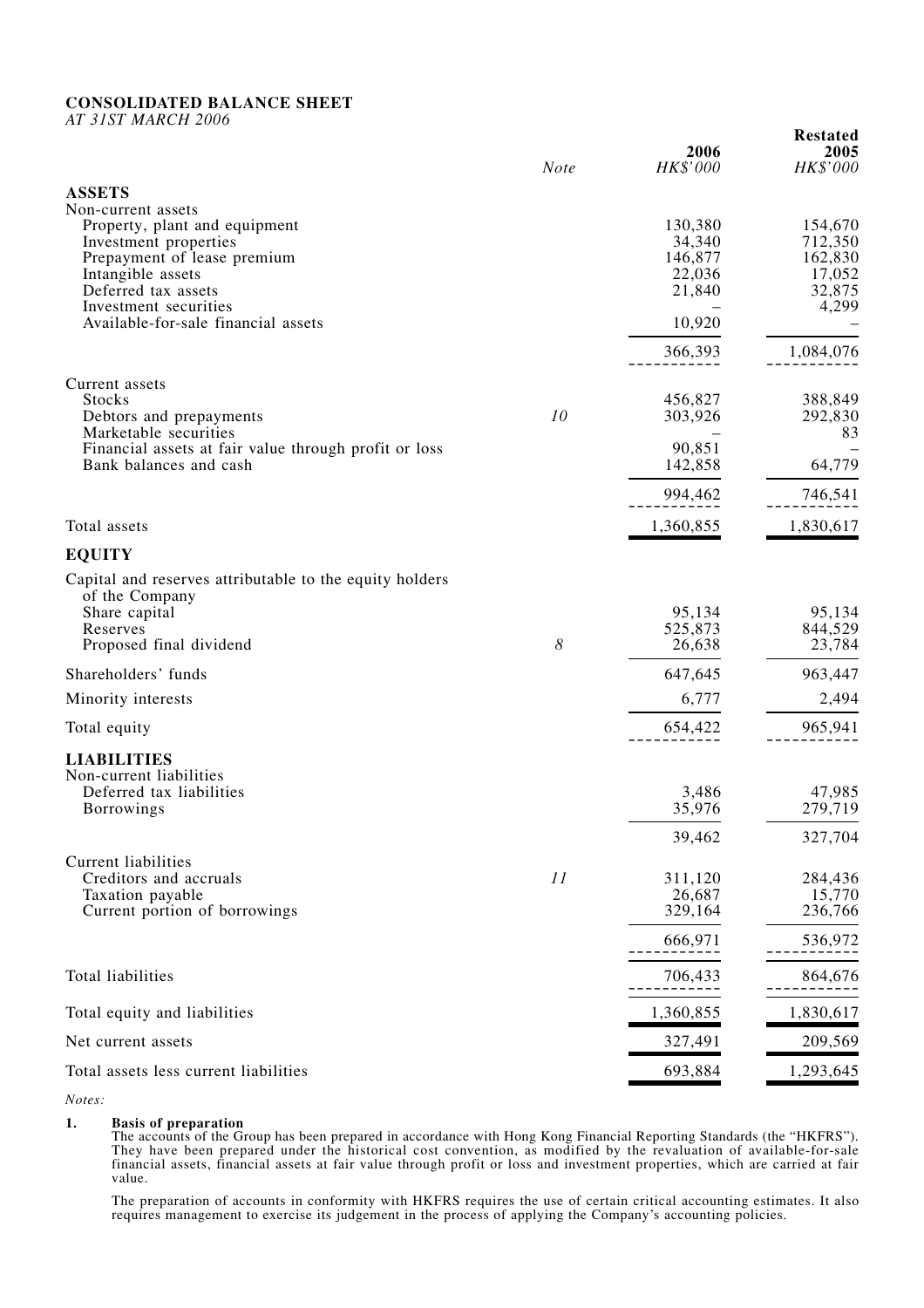## CONSOLIDATED BALANCE SHEET

*AT 31ST MARCH 2006*

| | *Note* | 2006 *HK$'000* | Restated 2005 *HK$'000* |
|---|---|---|---|
| **ASSETS** | | | |
| Non-current assets | | | |
| Property, plant and equipment | | 130,380 | 154,670 |
| Investment properties | | 34,340 | 712,350 |
| Prepayment of lease premium | | 146,877 | 162,830 |
| Intangible assets | | 22,036 | 17,052 |
| Deferred tax assets | | 21,840 | 32,875 |
| Investment securities | | – | 4,299 |
| Available-for-sale financial assets | | 10,920 | – |
| | | 366,393 | 1,084,076 |
| Current assets | | | |
| Stocks | | 456,827 | 388,849 |
| Debtors and prepayments | *10* | 303,926 | 292,830 |
| Marketable securities | | – | 83 |
| Financial assets at fair value through profit or loss | | 90,851 | – |
| Bank balances and cash | | 142,858 | 64,779 |
| | | 994,462 | 746,541 |
| Total assets | | 1,360,855 | 1,830,617 |
| **EQUITY** | | | |
| Capital and reserves attributable to the equity holders of the Company | | | |
| Share capital | | 95,134 | 95,134 |
| Reserves | | 525,873 | 844,529 |
| Proposed final dividend | *8* | 26,638 | 23,784 |
| Shareholders' funds | | 647,645 | 963,447 |
| Minority interests | | 6,777 | 2,494 |
| Total equity | | 654,422 | 965,941 |
| **LIABILITIES** | | | |
| Non-current liabilities | | | |
| Deferred tax liabilities | | 3,486 | 47,985 |
| Borrowings | | 35,976 | 279,719 |
| | | 39,462 | 327,704 |
| Current liabilities | | | |
| Creditors and accruals | *11* | 311,120 | 284,436 |
| Taxation payable | | 26,687 | 15,770 |
| Current portion of borrowings | | 329,164 | 236,766 |
| | | 666,971 | 536,972 |
| Total liabilities | | 706,433 | 864,676 |
| Total equity and liabilities | | 1,360,855 | 1,830,617 |
| Net current assets | | 327,491 | 209,569 |
| Total assets less current liabilities | | 693,884 | 1,293,645 |

*Notes:*

1. **Basis of preparation**

   The accounts of the Group has been prepared in accordance with Hong Kong Financial Reporting Standards (the "HKFRS"). They have been prepared under the historical cost convention, as modified by the revaluation of available-for-sale financial assets, financial assets at fair value through profit or loss and investment properties, which are carried at fair value.

   The preparation of accounts in conformity with HKFRS requires the use of certain critical accounting estimates. It also requires management to exercise its judgement in the process of applying the Company's accounting policies.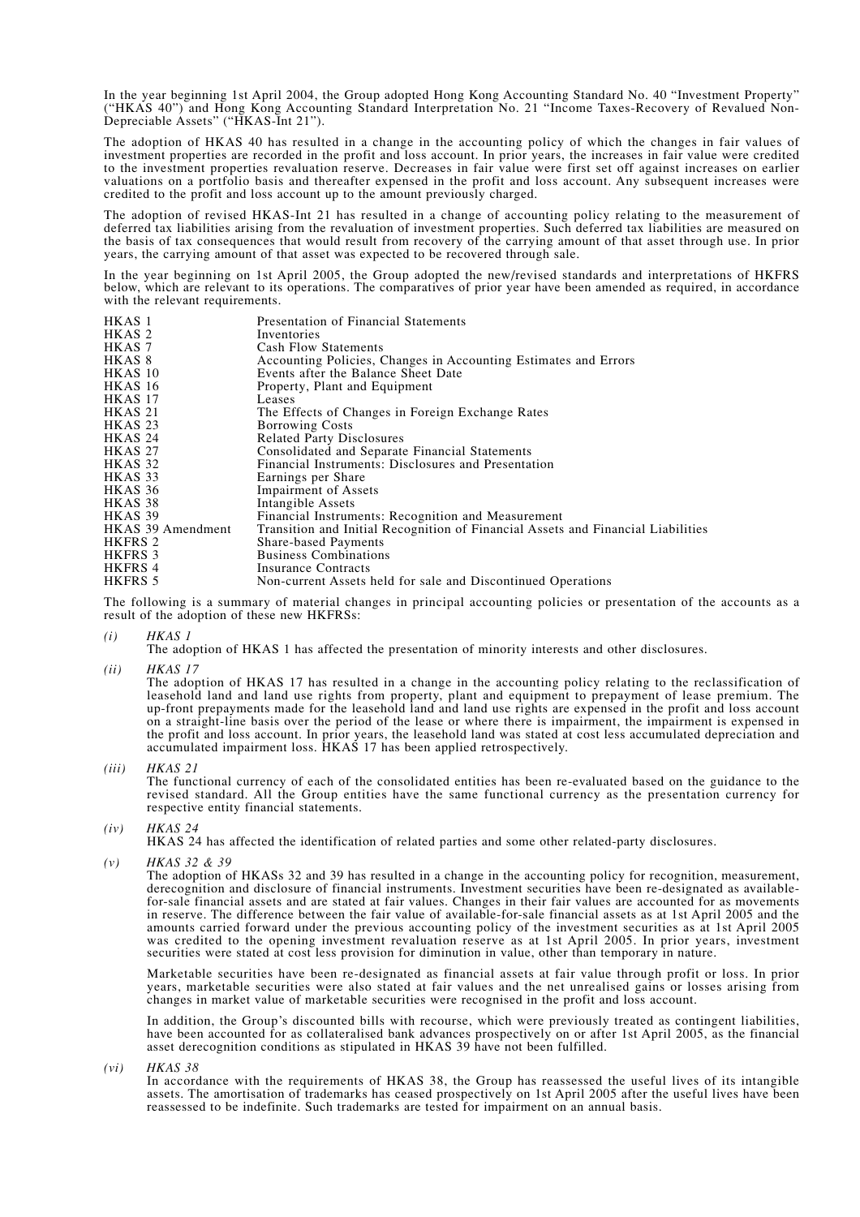In the year beginning 1st April 2004, the Group adopted Hong Kong Accounting Standard No. 40 "Investment Property" ("HKAS 40") and Hong Kong Accounting Standard Interpretation No. 21 "Income Taxes-Recovery of Revalued Non-Depreciable Assets" ("HKAS-Int 21").

The adoption of HKAS 40 has resulted in a change in the accounting policy of which the changes in fair values of investment properties are recorded in the profit and loss account. In prior years, the increases in fair value were credited to the investment properties revaluation reserve. Decreases in fair value were first set off against increases on earlier valuations on a portfolio basis and thereafter expensed in the profit and loss account. Any subsequent increases were credited to the profit and loss account up to the amount previously charged.

The adoption of revised HKAS-Int 21 has resulted in a change of accounting policy relating to the measurement of deferred tax liabilities arising from the revaluation of investment properties. Such deferred tax liabilities are measured on the basis of tax consequences that would result from recovery of the carrying amount of that asset through use. In prior years, the carrying amount of that asset was expected to be recovered through sale.

In the year beginning on 1st April 2005, the Group adopted the new/revised standards and interpretations of HKFRS below, which are relevant to its operations. The comparatives of prior year have been amended as required, in accordance with the relevant requirements.

| | |
|---|---|
| HKAS 1 | Presentation of Financial Statements |
| HKAS 2 | Inventories |
| HKAS 7 | Cash Flow Statements |
| HKAS 8 | Accounting Policies, Changes in Accounting Estimates and Errors |
| HKAS 10 | Events after the Balance Sheet Date |
| HKAS 16 | Property, Plant and Equipment |
| HKAS 17 | Leases |
| HKAS 21 | The Effects of Changes in Foreign Exchange Rates |
| HKAS 23 | Borrowing Costs |
| HKAS 24 | Related Party Disclosures |
| HKAS 27 | Consolidated and Separate Financial Statements |
| HKAS 32 | Financial Instruments: Disclosures and Presentation |
| HKAS 33 | Earnings per Share |
| HKAS 36 | Impairment of Assets |
| HKAS 38 | Intangible Assets |
| HKAS 39 | Financial Instruments: Recognition and Measurement |
| HKAS 39 Amendment | Transition and Initial Recognition of Financial Assets and Financial Liabilities |
| HKFRS 2 | Share-based Payments |
| HKFRS 3 | Business Combinations |
| HKFRS 4 | Insurance Contracts |
| HKFRS 5 | Non-current Assets held for sale and Discontinued Operations |

The following is a summary of material changes in principal accounting policies or presentation of the accounts as a result of the adoption of these new HKFRSs:

*(i)* *HKAS 1*

The adoption of HKAS 1 has affected the presentation of minority interests and other disclosures.

*(ii)* *HKAS 17*

The adoption of HKAS 17 has resulted in a change in the accounting policy relating to the reclassification of leasehold land and land use rights from property, plant and equipment to prepayment of lease premium. The up-front prepayments made for the leasehold land and land use rights are expensed in the profit and loss account on a straight-line basis over the period of the lease or where there is impairment, the impairment is expensed in the profit and loss account. In prior years, the leasehold land was stated at cost less accumulated depreciation and accumulated impairment loss. HKAS 17 has been applied retrospectively.

*(iii)* *HKAS 21*

The functional currency of each of the consolidated entities has been re-evaluated based on the guidance to the revised standard. All the Group entities have the same functional currency as the presentation currency for respective entity financial statements.

*(iv)* *HKAS 24*

HKAS 24 has affected the identification of related parties and some other related-party disclosures.

*(v)* *HKAS 32 & 39*

The adoption of HKASs 32 and 39 has resulted in a change in the accounting policy for recognition, measurement, derecognition and disclosure of financial instruments. Investment securities have been re-designated as available-for-sale financial assets and are stated at fair values. Changes in their fair values are accounted for as movements in reserve. The difference between the fair value of available-for-sale financial assets as at 1st April 2005 and the amounts carried forward under the previous accounting policy of the investment securities as at 1st April 2005 was credited to the opening investment revaluation reserve as at 1st April 2005. In prior years, investment securities were stated at cost less provision for diminution in value, other than temporary in nature.

Marketable securities have been re-designated as financial assets at fair value through profit or loss. In prior years, marketable securities were also stated at fair values and the net unrealised gains or losses arising from changes in market value of marketable securities were recognised in the profit and loss account.

In addition, the Group's discounted bills with recourse, which were previously treated as contingent liabilities, have been accounted for as collateralised bank advances prospectively on or after 1st April 2005, as the financial asset derecognition conditions as stipulated in HKAS 39 have not been fulfilled.

*(vi)* *HKAS 38*

In accordance with the requirements of HKAS 38, the Group has reassessed the useful lives of its intangible assets. The amortisation of trademarks has ceased prospectively on 1st April 2005 after the useful lives have been reassessed to be indefinite. Such trademarks are tested for impairment on an annual basis.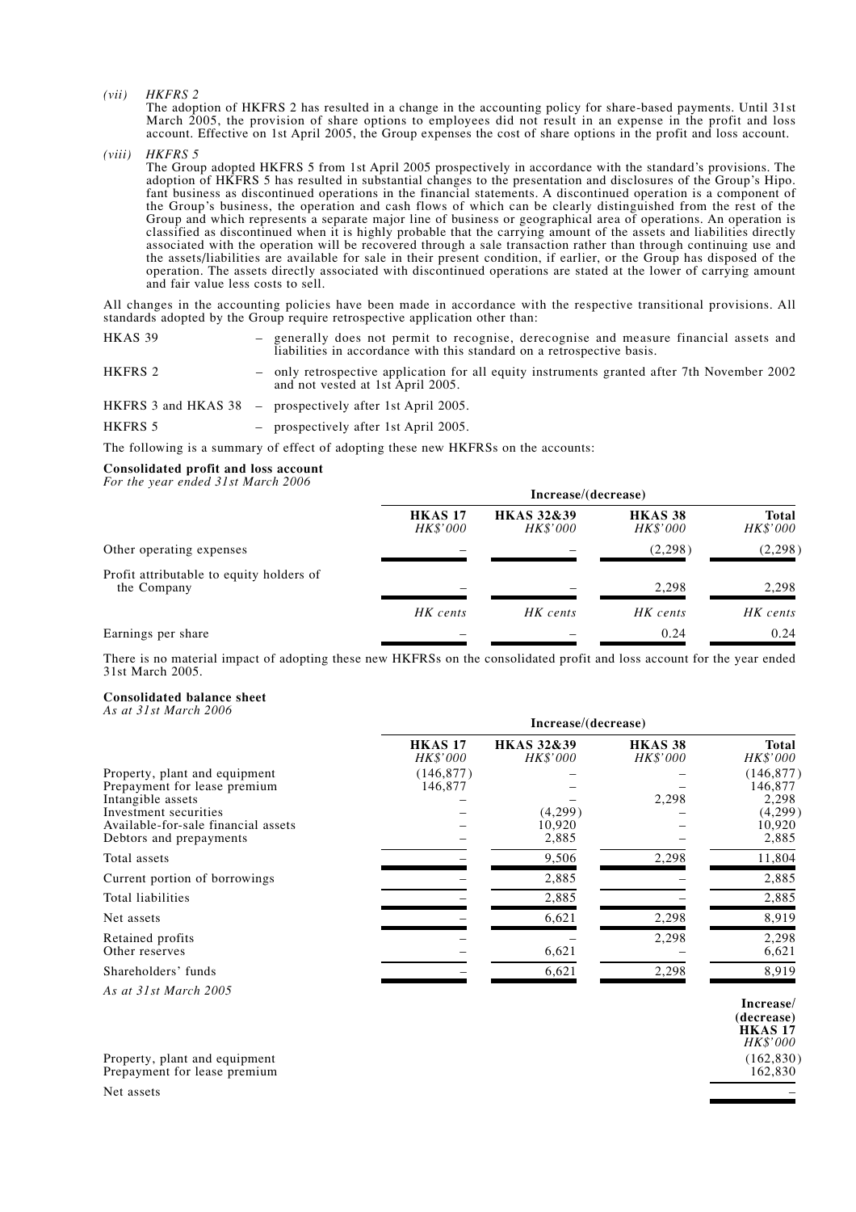*(vii)* *HKFRS 2*

The adoption of HKFRS 2 has resulted in a change in the accounting policy for share-based payments. Until 31st March 2005, the provision of share options to employees did not result in an expense in the profit and loss account. Effective on 1st April 2005, the Group expenses the cost of share options in the profit and loss account.

*(viii)* *HKFRS 5*

The Group adopted HKFRS 5 from 1st April 2005 prospectively in accordance with the standard's provisions. The adoption of HKFRS 5 has resulted in substantial changes to the presentation and disclosures of the Group's Hipo. fant business as discontinued operations in the financial statements. A discontinued operation is a component of the Group's business, the operation and cash flows of which can be clearly distinguished from the rest of the Group and which represents a separate major line of business or geographical area of operations. An operation is classified as discontinued when it is highly probable that the carrying amount of the assets and liabilities directly associated with the operation will be recovered through a sale transaction rather than through continuing use and the assets/liabilities are available for sale in their present condition, if earlier, or the Group has disposed of the operation. The assets directly associated with discontinued operations are stated at the lower of carrying amount and fair value less costs to sell.

All changes in the accounting policies have been made in accordance with the respective transitional provisions. All standards adopted by the Group require retrospective application other than:

| | |
|---|---|
| HKAS 39 | – generally does not permit to recognise, derecognise and measure financial assets and liabilities in accordance with this standard on a retrospective basis. |
| HKFRS 2 | – only retrospective application for all equity instruments granted after 7th November 2002 and not vested at 1st April 2005. |
| HKFRS 3 and HKAS 38 | – prospectively after 1st April 2005. |
| HKFRS 5 | – prospectively after 1st April 2005. |

The following is a summary of effect of adopting these new HKFRSs on the accounts:

**Consolidated profit and loss account**
*For the year ended 31st March 2006*

| | Increase/(decrease) | | | |
|---|---|---|---|---|
| | **HKAS 17** *HK$'000* | **HKAS 32&39** *HK$'000* | **HKAS 38** *HK$'000* | **Total** *HK$'000* |
| Other operating expenses | – | – | (2,298) | (2,298) |
| Profit attributable to equity holders of the Company | – | – | 2,298 | 2,298 |
| | *HK cents* | *HK cents* | *HK cents* | *HK cents* |
| Earnings per share | – | – | 0.24 | 0.24 |

There is no material impact of adopting these new HKFRSs on the consolidated profit and loss account for the year ended 31st March 2005.

**Consolidated balance sheet**
*As at 31st March 2006*

| | Increase/(decrease) | | | |
|---|---|---|---|---|
| | **HKAS 17** *HK$'000* | **HKAS 32&39** *HK$'000* | **HKAS 38** *HK$'000* | **Total** *HK$'000* |
| Property, plant and equipment | (146,877) | – | – | (146,877) |
| Prepayment for lease premium | 146,877 | – | – | 146,877 |
| Intangible assets | – | – | 2,298 | 2,298 |
| Investment securities | – | (4,299) | – | (4,299) |
| Available-for-sale financial assets | – | 10,920 | – | 10,920 |
| Debtors and prepayments | – | 2,885 | – | 2,885 |
| Total assets | – | 9,506 | 2,298 | 11,804 |
| Current portion of borrowings | – | 2,885 | – | 2,885 |
| Total liabilities | – | 2,885 | – | 2,885 |
| Net assets | – | 6,621 | 2,298 | 8,919 |
| Retained profits | – | – | 2,298 | 2,298 |
| Other reserves | – | 6,621 | – | 6,621 |
| Shareholders' funds | – | 6,621 | 2,298 | 8,919 |

*As at 31st March 2005*

| | **Increase/ (decrease) HKAS 17** *HK$'000* |
|---|---|
| Property, plant and equipment | (162,830) |
| Prepayment for lease premium | 162,830 |
| Net assets | – |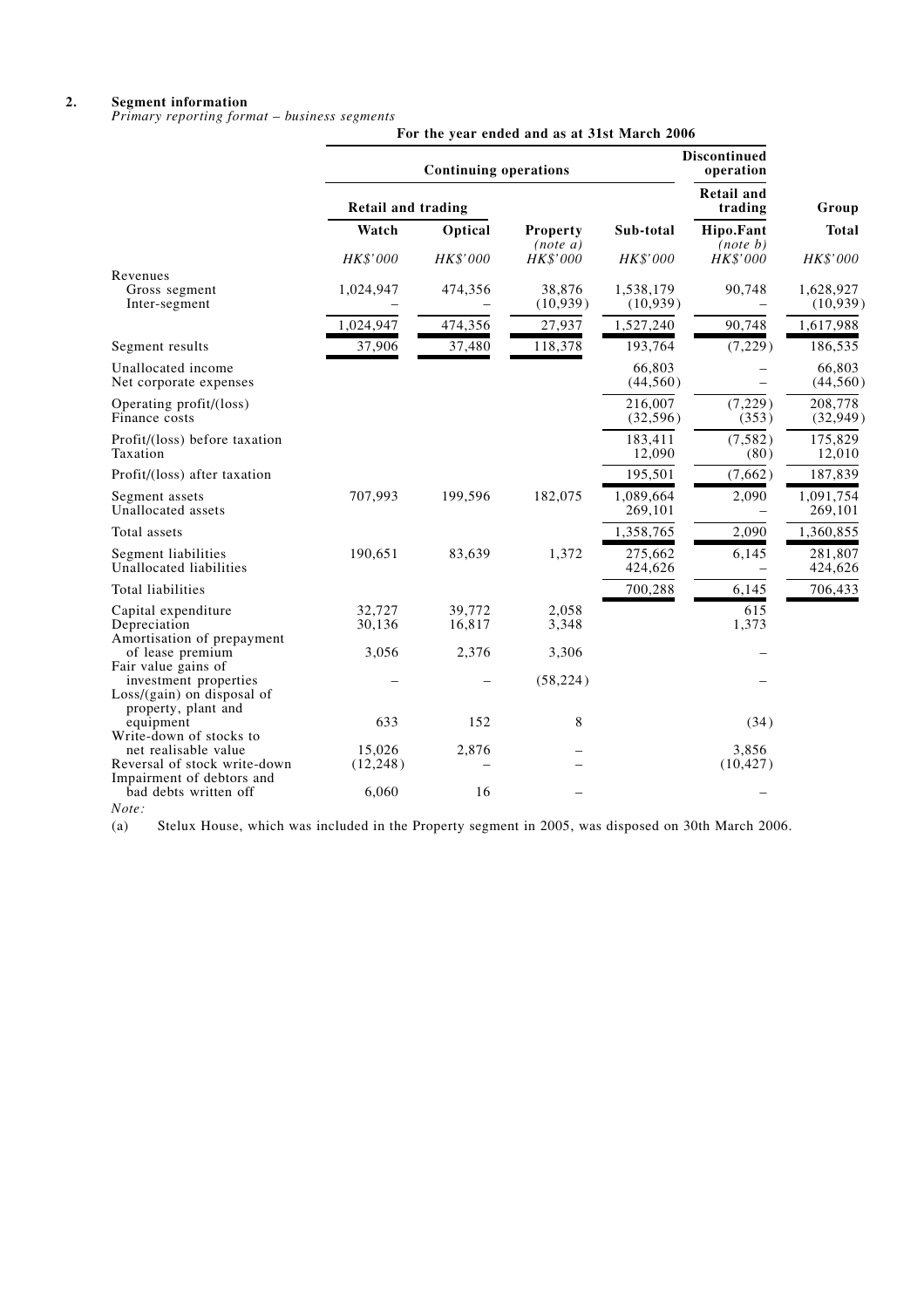## 2. Segment information

*Primary reporting format – business segments*

| | For the year ended and as at 31st March 2006 | | | | | |
|---|---|---|---|---|---|---|
| | Continuing operations | | | | Discontinued operation | |
| | Retail and trading | | | | Retail and trading | Group |
| | Watch | Optical | Property *(note a)* | Sub-total | Hipo.Fant *(note b)* | Total |
| | *HK$'000* | *HK$'000* | *HK$'000* | *HK$'000* | *HK$'000* | *HK$'000* |
| Revenues | | | | | | |
| Gross segment | 1,024,947 | 474,356 | 38,876 | 1,538,179 | 90,748 | 1,628,927 |
| Inter-segment | – | – | (10,939) | (10,939) | – | (10,939) |
| | 1,024,947 | 474,356 | 27,937 | 1,527,240 | 90,748 | 1,617,988 |
| Segment results | 37,906 | 37,480 | 118,378 | 193,764 | (7,229) | 186,535 |
| Unallocated income | | | | 66,803 | – | 66,803 |
| Net corporate expenses | | | | (44,560) | – | (44,560) |
| Operating profit/(loss) | | | | 216,007 | (7,229) | 208,778 |
| Finance costs | | | | (32,596) | (353) | (32,949) |
| Profit/(loss) before taxation | | | | 183,411 | (7,582) | 175,829 |
| Taxation | | | | 12,090 | (80) | 12,010 |
| Profit/(loss) after taxation | | | | 195,501 | (7,662) | 187,839 |
| Segment assets | 707,993 | 199,596 | 182,075 | 1,089,664 | 2,090 | 1,091,754 |
| Unallocated assets | | | | 269,101 | – | 269,101 |
| Total assets | | | | 1,358,765 | 2,090 | 1,360,855 |
| Segment liabilities | 190,651 | 83,639 | 1,372 | 275,662 | 6,145 | 281,807 |
| Unallocated liabilities | | | | 424,626 | – | 424,626 |
| Total liabilities | | | | 700,288 | 6,145 | 706,433 |
| Capital expenditure | 32,727 | 39,772 | 2,058 | | 615 | |
| Depreciation | 30,136 | 16,817 | 3,348 | | 1,373 | |
| Amortisation of prepayment of lease premium | 3,056 | 2,376 | 3,306 | | – | |
| Fair value gains of investment properties | – | – | (58,224) | | – | |
| Loss/(gain) on disposal of property, plant and equipment | 633 | 152 | 8 | | (34) | |
| Write-down of stocks to net realisable value | 15,026 | 2,876 | – | | 3,856 | |
| Reversal of stock write-down | (12,248) | – | – | | (10,427) | |
| Impairment of debtors and bad debts written off | 6,060 | 16 | – | | – | |

*Note:*

(a) Stelux House, which was included in the Property segment in 2005, was disposed on 30th March 2006.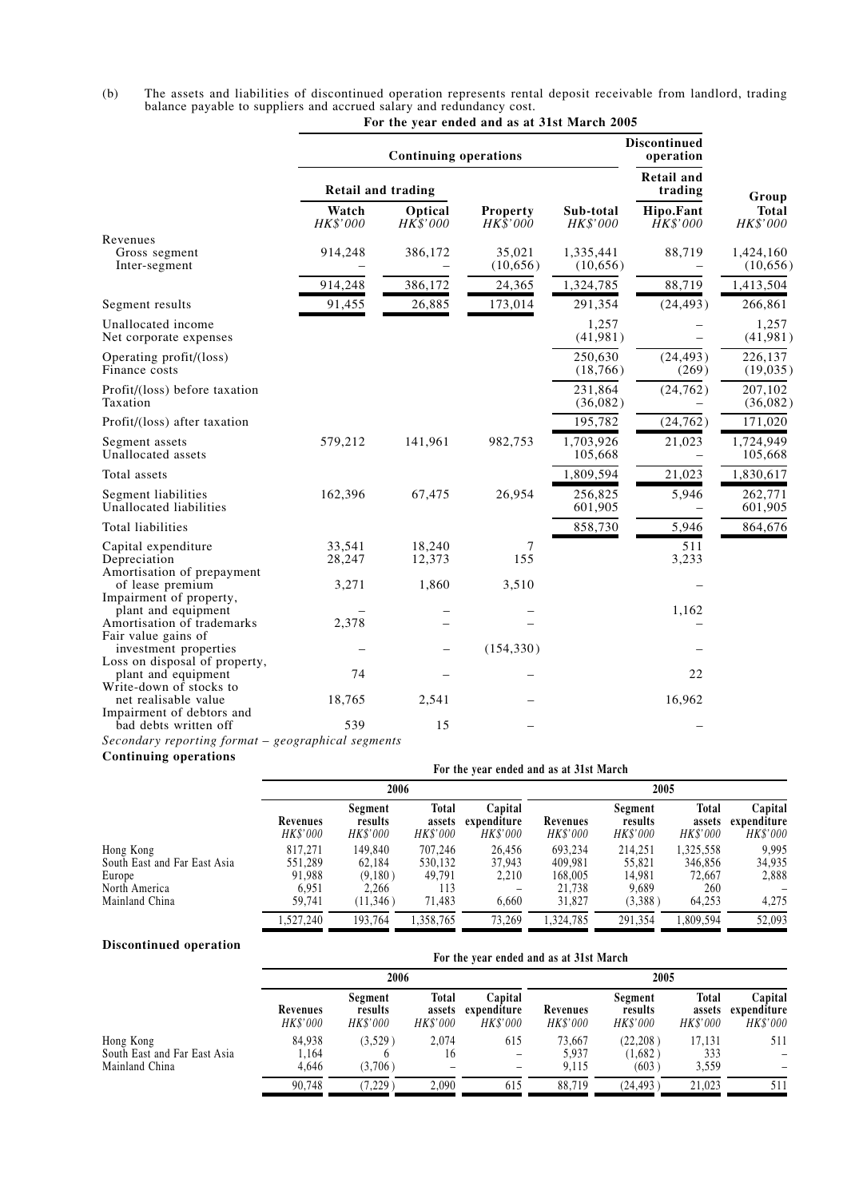(b) The assets and liabilities of discontinued operation represents rental deposit receivable from landlord, trading balance payable to suppliers and accrued salary and redundancy cost.

**For the year ended and as at 31st March 2005**

| | Continuing operations | | | | Discontinued operation | |
|---|---|---|---|---|---|---|
| | Retail and trading | | | | Retail and trading | Group |
| | Watch HK$'000 | Optical HK$'000 | Property HK$'000 | Sub-total HK$'000 | Hipo.Fant HK$'000 | Total HK$'000 |
| Revenues | | | | | | |
| Gross segment | 914,248 | 386,172 | 35,021 | 1,335,441 | 88,719 | 1,424,160 |
| Inter-segment | – | – | (10,656) | (10,656) | – | (10,656) |
| | 914,248 | 386,172 | 24,365 | 1,324,785 | 88,719 | 1,413,504 |
| Segment results | 91,455 | 26,885 | 173,014 | 291,354 | (24,493) | 266,861 |
| Unallocated income | | | | 1,257 | – | 1,257 |
| Net corporate expenses | | | | (41,981) | – | (41,981) |
| Operating profit/(loss) | | | | 250,630 | (24,493) | 226,137 |
| Finance costs | | | | (18,766) | (269) | (19,035) |
| Profit/(loss) before taxation | | | | 231,864 | (24,762) | 207,102 |
| Taxation | | | | (36,082) | – | (36,082) |
| Profit/(loss) after taxation | | | | 195,782 | (24,762) | 171,020 |
| Segment assets | 579,212 | 141,961 | 982,753 | 1,703,926 | 21,023 | 1,724,949 |
| Unallocated assets | | | | 105,668 | – | 105,668 |
| Total assets | | | | 1,809,594 | 21,023 | 1,830,617 |
| Segment liabilities | 162,396 | 67,475 | 26,954 | 256,825 | 5,946 | 262,771 |
| Unallocated liabilities | | | | 601,905 | – | 601,905 |
| Total liabilities | | | | 858,730 | 5,946 | 864,676 |
| Capital expenditure | 33,541 | 18,240 | 7 | | 511 | |
| Depreciation | 28,247 | 12,373 | 155 | | 3,233 | |
| Amortisation of prepayment of lease premium | 3,271 | 1,860 | 3,510 | | – | |
| Impairment of property, plant and equipment | – | – | – | | 1,162 | |
| Amortisation of trademarks | 2,378 | – | – | | – | |
| Fair value gains of investment properties | – | – | (154,330) | | – | |
| Loss on disposal of property, plant and equipment | 74 | – | – | | 22 | |
| Write-down of stocks to net realisable value | 18,765 | 2,541 | – | | 16,962 | |
| Impairment of debtors and bad debts written off | 539 | 15 | – | | – | |

*Secondary reporting format – geographical segments*

**Continuing operations**

**For the year ended and as at 31st March**

| | 2006 | | | | 2005 | | | |
|---|---|---|---|---|---|---|---|---|
| | Revenues HK$'000 | Segment results HK$'000 | Total assets HK$'000 | Capital expenditure HK$'000 | Revenues HK$'000 | Segment results HK$'000 | Total assets HK$'000 | Capital expenditure HK$'000 |
| Hong Kong | 817,271 | 149,840 | 707,246 | 26,456 | 693,234 | 214,251 | 1,325,558 | 9,995 |
| South East and Far East Asia | 551,289 | 62,184 | 530,132 | 37,943 | 409,981 | 55,821 | 346,856 | 34,935 |
| Europe | 91,988 | (9,180) | 49,791 | 2,210 | 168,005 | 14,981 | 72,667 | 2,888 |
| North America | 6,951 | 2,266 | 113 | – | 21,738 | 9,689 | 260 | – |
| Mainland China | 59,741 | (11,346) | 71,483 | 6,660 | 31,827 | (3,388) | 64,253 | 4,275 |
| | 1,527,240 | 193,764 | 1,358,765 | 73,269 | 1,324,785 | 291,354 | 1,809,594 | 52,093 |

**Discontinued operation**

**For the year ended and as at 31st March**

| | 2006 | | | | 2005 | | | |
|---|---|---|---|---|---|---|---|---|
| | Revenues HK$'000 | Segment results HK$'000 | Total assets HK$'000 | Capital expenditure HK$'000 | Revenues HK$'000 | Segment results HK$'000 | Total assets HK$'000 | Capital expenditure HK$'000 |
| Hong Kong | 84,938 | (3,529) | 2,074 | 615 | 73,667 | (22,208) | 17,131 | 511 |
| South East and Far East Asia | 1,164 | 6 | 16 | – | 5,937 | (1,682) | 333 | – |
| Mainland China | 4,646 | (3,706) | – | – | 9,115 | (603) | 3,559 | – |
| | 90,748 | (7,229) | 2,090 | 615 | 88,719 | (24,493) | 21,023 | 511 |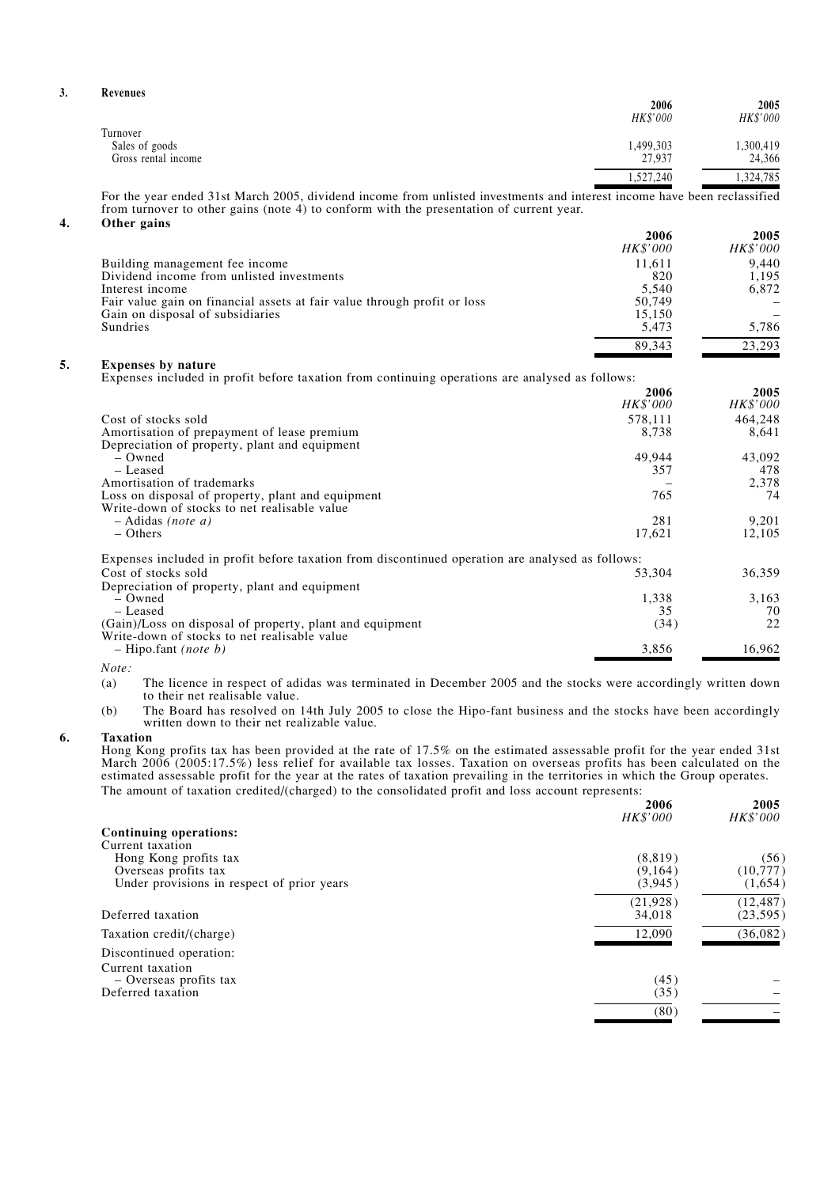## 3. Revenues

| | 2006 | 2005 |
|---|---|---|
| | *HK$'000* | *HK$'000* |
| Turnover | | |
| Sales of goods | 1,499,303 | 1,300,419 |
| Gross rental income | 27,937 | 24,366 |
| | 1,527,240 | 1,324,785 |

For the year ended 31st March 2005, dividend income from unlisted investments and interest income have been reclassified from turnover to other gains (note 4) to conform with the presentation of current year.

## 4. Other gains

| | 2006 | 2005 |
|---|---|---|
| | *HK$'000* | *HK$'000* |
| Building management fee income | 11,611 | 9,440 |
| Dividend income from unlisted investments | 820 | 1,195 |
| Interest income | 5,540 | 6,872 |
| Fair value gain on financial assets at fair value through profit or loss | 50,749 | – |
| Gain on disposal of subsidiaries | 15,150 | – |
| Sundries | 5,473 | 5,786 |
| | 89,343 | 23,293 |

## 5. Expenses by nature

Expenses included in profit before taxation from continuing operations are analysed as follows:

| | 2006 | 2005 |
|---|---|---|
| | *HK$'000* | *HK$'000* |
| Cost of stocks sold | 578,111 | 464,248 |
| Amortisation of prepayment of lease premium | 8,738 | 8,641 |
| Depreciation of property, plant and equipment | | |
| – Owned | 49,944 | 43,092 |
| – Leased | 357 | 478 |
| Amortisation of trademarks | – | 2,378 |
| Loss on disposal of property, plant and equipment | 765 | 74 |
| Write-down of stocks to net realisable value | | |
| – Adidas *(note a)* | 281 | 9,201 |
| – Others | 17,621 | 12,105 |

Expenses included in profit before taxation from discontinued operation are analysed as follows:

| | 2006 | 2005 |
|---|---|---|
| Cost of stocks sold | 53,304 | 36,359 |
| Depreciation of property, plant and equipment | | |
| – Owned | 1,338 | 3,163 |
| – Leased | 35 | 70 |
| (Gain)/Loss on disposal of property, plant and equipment | (34) | 22 |
| Write-down of stocks to net realisable value | | |
| – Hipo.fant *(note b)* | 3,856 | 16,962 |

*Note:*

(a) The licence in respect of adidas was terminated in December 2005 and the stocks were accordingly written down to their net realisable value.

(b) The Board has resolved on 14th July 2005 to close the Hipo-fant business and the stocks have been accordingly written down to their net realizable value.

## 6. Taxation

Hong Kong profits tax has been provided at the rate of 17.5% on the estimated assessable profit for the year ended 31st March 2006 (2005:17.5%) less relief for available tax losses. Taxation on overseas profits has been calculated on the estimated assessable profit for the year at the rates of taxation prevailing in the territories in which the Group operates.

The amount of taxation credited/(charged) to the consolidated profit and loss account represents:

| | 2006 | 2005 |
|---|---|---|
| | *HK$'000* | *HK$'000* |
| **Continuing operations:** | | |
| Current taxation | | |
| Hong Kong profits tax | (8,819) | (56) |
| Overseas profits tax | (9,164) | (10,777) |
| Under provisions in respect of prior years | (3,945) | (1,654) |
| | (21,928) | (12,487) |
| Deferred taxation | 34,018 | (23,595) |
| Taxation credit/(charge) | 12,090 | (36,082) |
| Discontinued operation: | | |
| Current taxation | | |
| – Overseas profits tax | (45) | – |
| Deferred taxation | (35) | – |
| | (80) | – |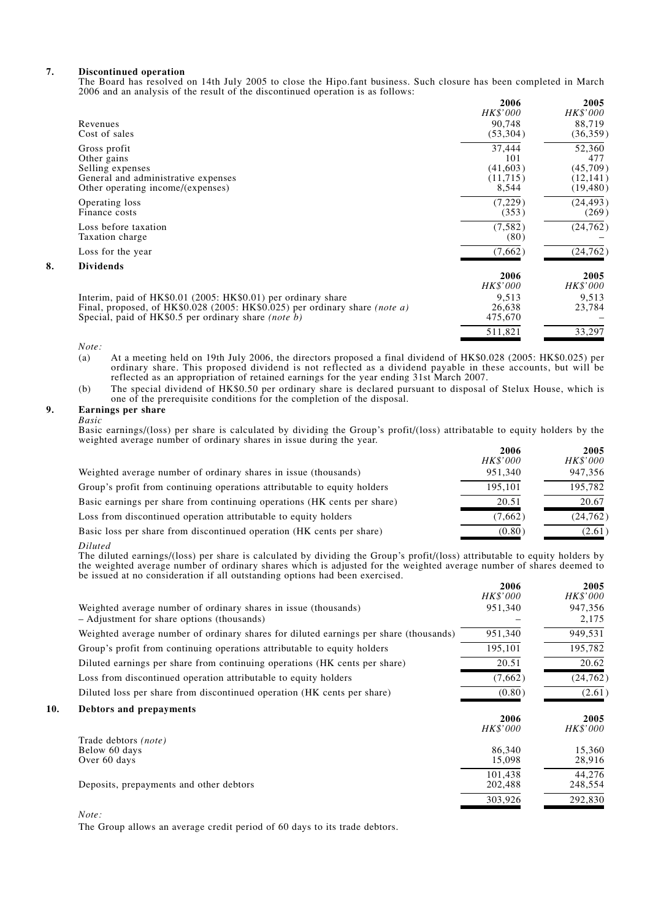## 7. Discontinued operation

The Board has resolved on 14th July 2005 to close the Hipo.fant business. Such closure has been completed in March 2006 and an analysis of the result of the discontinued operation is as follows:

| | 2006 HK$'000 | 2005 HK$'000 |
|---|---|---|
| Revenues | 90,748 | 88,719 |
| Cost of sales | (53,304) | (36,359) |
| Gross profit | 37,444 | 52,360 |
| Other gains | 101 | 477 |
| Selling expenses | (41,603) | (45,709) |
| General and administrative expenses | (11,715) | (12,141) |
| Other operating income/(expenses) | 8,544 | (19,480) |
| Operating loss | (7,229) | (24,493) |
| Finance costs | (353) | (269) |
| Loss before taxation | (7,582) | (24,762) |
| Taxation charge | (80) | – |
| Loss for the year | (7,662) | (24,762) |

## 8. Dividends

| | 2006 HK$'000 | 2005 HK$'000 |
|---|---|---|
| Interim, paid of HK$0.01 (2005: HK$0.01) per ordinary share | 9,513 | 9,513 |
| Final, proposed, of HK$0.028 (2005: HK$0.025) per ordinary share *(note a)* | 26,638 | 23,784 |
| Special, paid of HK$0.5 per ordinary share *(note b)* | 475,670 | – |
| | 511,821 | 33,297 |

*Note:*

(a) At a meeting held on 19th July 2006, the directors proposed a final dividend of HK$0.028 (2005: HK$0.025) per ordinary share. This proposed dividend is not reflected as a dividend payable in these accounts, but will be reflected as an appropriation of retained earnings for the year ending 31st March 2007.

(b) The special dividend of HK$0.50 per ordinary share is declared pursuant to disposal of Stelux House, which is one of the prerequisite conditions for the completion of the disposal.

## 9. Earnings per share

*Basic*

Basic earnings/(loss) per share is calculated by dividing the Group's profit/(loss) attribatable to equity holders by the weighted average number of ordinary shares in issue during the year.

| | 2006 HK$'000 | 2005 HK$'000 |
|---|---|---|
| Weighted average number of ordinary shares in issue (thousands) | 951,340 | 947,356 |
| Group's profit from continuing operations attributable to equity holders | 195,101 | 195,782 |
| Basic earnings per share from continuing operations (HK cents per share) | 20.51 | 20.67 |
| Loss from discontinued operation attributable to equity holders | (7,662) | (24,762) |
| Basic loss per share from discontinued operation (HK cents per share) | (0.80) | (2.61) |

*Diluted*

The diluted earnings/(loss) per share is calculated by dividing the Group's profit/(loss) attributable to equity holders by the weighted average number of ordinary shares which is adjusted for the weighted average number of shares deemed to be issued at no consideration if all outstanding options had been exercised.

| | 2006 HK$'000 | 2005 HK$'000 |
|---|---|---|
| Weighted average number of ordinary shares in issue (thousands) | 951,340 | 947,356 |
| – Adjustment for share options (thousands) | – | 2,175 |
| Weighted average number of ordinary shares for diluted earnings per share (thousands) | 951,340 | 949,531 |
| Group's profit from continuing operations attributable to equity holders | 195,101 | 195,782 |
| Diluted earnings per share from continuing operations (HK cents per share) | 20.51 | 20.62 |
| Loss from discontinued operation attributable to equity holders | (7,662) | (24,762) |
| Diluted loss per share from discontinued operation (HK cents per share) | (0.80) | (2.61) |

## 10. Debtors and prepayments

| | 2006 HK$'000 | 2005 HK$'000 |
|---|---|---|
| Trade debtors *(note)* | | |
| Below 60 days | 86,340 | 15,360 |
| Over 60 days | 15,098 | 28,916 |
| | 101,438 | 44,276 |
| Deposits, prepayments and other debtors | 202,488 | 248,554 |
| | 303,926 | 292,830 |

*Note:*

The Group allows an average credit period of 60 days to its trade debtors.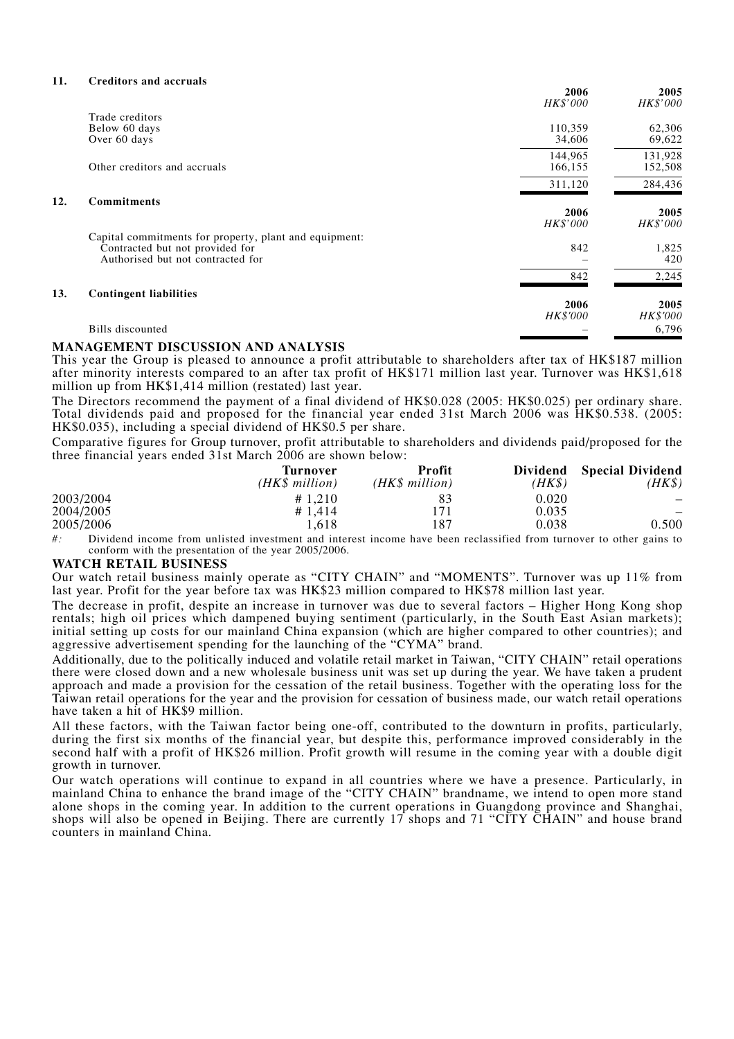## 11. Creditors and accruals

| | 2006 | 2005 |
|---|---|---|
| | *HK$'000* | *HK$'000* |
| Trade creditors | | |
| Below 60 days | 110,359 | 62,306 |
| Over 60 days | 34,606 | 69,622 |
| | 144,965 | 131,928 |
| Other creditors and accruals | 166,155 | 152,508 |
| | 311,120 | 284,436 |

## 12. Commitments

| | 2006 | 2005 |
|---|---|---|
| | *HK$'000* | *HK$'000* |
| Capital commitments for property, plant and equipment: | | |
| Contracted but not provided for | 842 | 1,825 |
| Authorised but not contracted for | – | 420 |
| | 842 | 2,245 |

## 13. Contingent liabilities

| | 2006 | 2005 |
|---|---|---|
| | *HK$'000* | *HK$'000* |
| Bills discounted | – | 6,796 |

## MANAGEMENT DISCUSSION AND ANALYSIS

This year the Group is pleased to announce a profit attributable to shareholders after tax of HK$187 million after minority interests compared to an after tax profit of HK$171 million last year. Turnover was HK$1,618 million up from HK$1,414 million (restated) last year.

The Directors recommend the payment of a final dividend of HK$0.028 (2005: HK$0.025) per ordinary share. Total dividends paid and proposed for the financial year ended 31st March 2006 was HK$0.538. (2005: HK$0.035), including a special dividend of HK$0.5 per share.

Comparative figures for Group turnover, profit attributable to shareholders and dividends paid/proposed for the three financial years ended 31st March 2006 are shown below:

| | Turnover *(HK$ million)* | Profit *(HK$ million)* | Dividend *(HK$)* | Special Dividend *(HK$)* |
|---|---|---|---|---|
| 2003/2004 | # 1,210 | 83 | 0.020 | – |
| 2004/2005 | # 1,414 | 171 | 0.035 | – |
| 2005/2006 | 1,618 | 187 | 0.038 | 0.500 |

*#:* Dividend income from unlisted investment and interest income have been reclassified from turnover to other gains to conform with the presentation of the year 2005/2006.

### WATCH RETAIL BUSINESS

Our watch retail business mainly operate as "CITY CHAIN" and "MOMENTS". Turnover was up 11% from last year. Profit for the year before tax was HK$23 million compared to HK$78 million last year.

The decrease in profit, despite an increase in turnover was due to several factors – Higher Hong Kong shop rentals; high oil prices which dampened buying sentiment (particularly, in the South East Asian markets); initial setting up costs for our mainland China expansion (which are higher compared to other countries); and aggressive advertisement spending for the launching of the "CYMA" brand.

Additionally, due to the politically induced and volatile retail market in Taiwan, "CITY CHAIN" retail operations there were closed down and a new wholesale business unit was set up during the year. We have taken a prudent approach and made a provision for the cessation of the retail business. Together with the operating loss for the Taiwan retail operations for the year and the provision for cessation of business made, our watch retail operations have taken a hit of HK$9 million.

All these factors, with the Taiwan factor being one-off, contributed to the downturn in profits, particularly, during the first six months of the financial year, but despite this, performance improved considerably in the second half with a profit of HK$26 million. Profit growth will resume in the coming year with a double digit growth in turnover.

Our watch operations will continue to expand in all countries where we have a presence. Particularly, in mainland China to enhance the brand image of the "CITY CHAIN" brandname, we intend to open more stand alone shops in the coming year. In addition to the current operations in Guangdong province and Shanghai, shops will also be opened in Beijing. There are currently 17 shops and 71 "CITY CHAIN" and house brand counters in mainland China.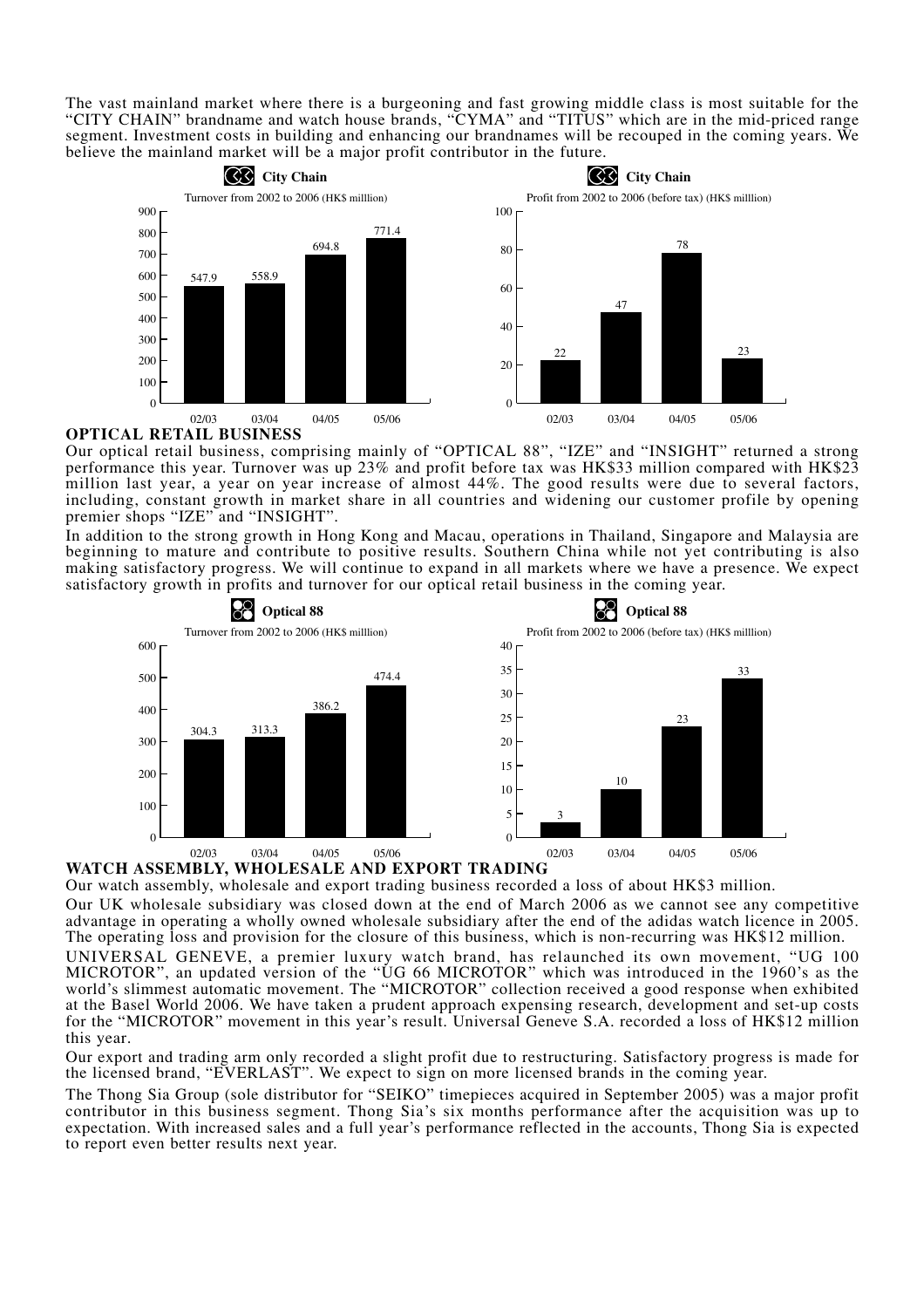The vast mainland market where there is a burgeoning and fast growing middle class is most suitable for the "CITY CHAIN" brandname and watch house brands, "CYMA" and "TITUS" which are in the mid-priced range segment. Investment costs in building and enhancing our brandnames will be recouped in the coming years. We believe the mainland market will be a major profit contributor in the future.

**City Chain**

Turnover from 2002 to 2006 (HK$ milllion)

| Year | Turnover |
|---|---|
| 02/03 | 547.9 |
| 03/04 | 558.9 |
| 04/05 | 694.8 |
| 05/06 | 771.4 |

**City Chain**

Profit from 2002 to 2006 (before tax) (HK$ milllion)

| Year | Profit |
|---|---|
| 02/03 | 22 |
| 03/04 | 47 |
| 04/05 | 78 |
| 05/06 | 23 |

## OPTICAL RETAIL BUSINESS

Our optical retail business, comprising mainly of "OPTICAL 88", "IZE" and "INSIGHT" returned a strong performance this year. Turnover was up 23% and profit before tax was HK$33 million compared with HK$23 million last year, a year on year increase of almost 44%. The good results were due to several factors, including, constant growth in market share in all countries and widening our customer profile by opening premier shops "IZE" and "INSIGHT".

In addition to the strong growth in Hong Kong and Macau, operations in Thailand, Singapore and Malaysia are beginning to mature and contribute to positive results. Southern China while not yet contributing is also making satisfactory progress. We will continue to expand in all markets where we have a presence. We expect satisfactory growth in profits and turnover for our optical retail business in the coming year.

**Optical 88**

Turnover from 2002 to 2006 (HK$ milllion)

| Year | Turnover |
|---|---|
| 02/03 | 304.3 |
| 03/04 | 313.3 |
| 04/05 | 386.2 |
| 05/06 | 474.4 |

**Optical 88**

Profit from 2002 to 2006 (before tax) (HK$ milllion)

| Year | Profit |
|---|---|
| 02/03 | 3 |
| 03/04 | 10 |
| 04/05 | 23 |
| 05/06 | 33 |

## WATCH ASSEMBLY, WHOLESALE AND EXPORT TRADING

Our watch assembly, wholesale and export trading business recorded a loss of about HK$3 million.

Our UK wholesale subsidiary was closed down at the end of March 2006 as we cannot see any competitive advantage in operating a wholly owned wholesale subsidiary after the end of the adidas watch licence in 2005. The operating loss and provision for the closure of this business, which is non-recurring was HK$12 million.

UNIVERSAL GENEVE, a premier luxury watch brand, has relaunched its own movement, "UG 100 MICROTOR", an updated version of the "UG 66 MICROTOR" which was introduced in the 1960's as the world's slimmest automatic movement. The "MICROTOR" collection received a good response when exhibited at the Basel World 2006. We have taken a prudent approach expensing research, development and set-up costs for the "MICROTOR" movement in this year's result. Universal Geneve S.A. recorded a loss of HK$12 million this year.

Our export and trading arm only recorded a slight profit due to restructuring. Satisfactory progress is made for the licensed brand, "EVERLAST". We expect to sign on more licensed brands in the coming year.

The Thong Sia Group (sole distributor for "SEIKO" timepieces acquired in September 2005) was a major profit contributor in this business segment. Thong Sia's six months performance after the acquisition was up to expectation. With increased sales and a full year's performance reflected in the accounts, Thong Sia is expected to report even better results next year.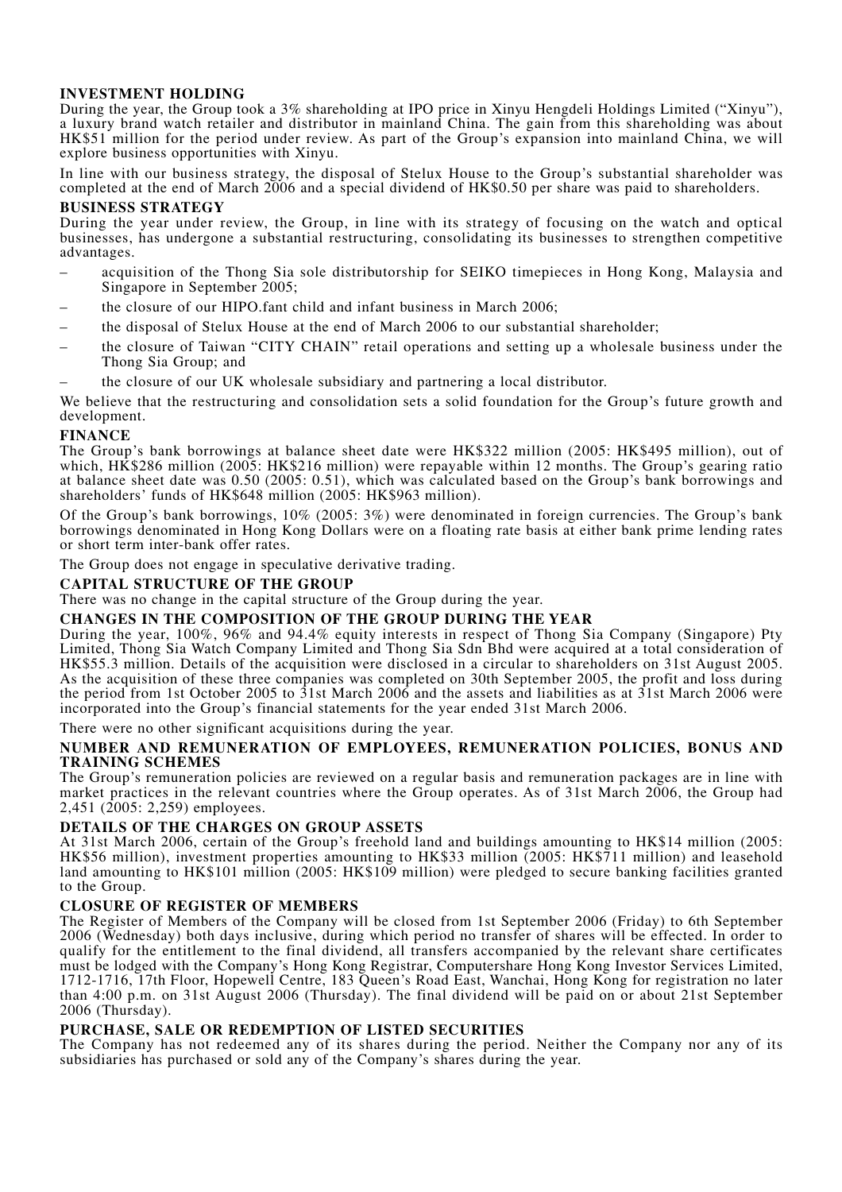## INVESTMENT HOLDING

During the year, the Group took a 3% shareholding at IPO price in Xinyu Hengdeli Holdings Limited ("Xinyu"), a luxury brand watch retailer and distributor in mainland China. The gain from this shareholding was about HK$51 million for the period under review. As part of the Group's expansion into mainland China, we will explore business opportunities with Xinyu.

In line with our business strategy, the disposal of Stelux House to the Group's substantial shareholder was completed at the end of March 2006 and a special dividend of HK$0.50 per share was paid to shareholders.

## BUSINESS STRATEGY

During the year under review, the Group, in line with its strategy of focusing on the watch and optical businesses, has undergone a substantial restructuring, consolidating its businesses to strengthen competitive advantages.

- acquisition of the Thong Sia sole distributorship for SEIKO timepieces in Hong Kong, Malaysia and Singapore in September 2005;
- the closure of our HIPO.fant child and infant business in March 2006;
- the disposal of Stelux House at the end of March 2006 to our substantial shareholder;
- the closure of Taiwan "CITY CHAIN" retail operations and setting up a wholesale business under the Thong Sia Group; and
- the closure of our UK wholesale subsidiary and partnering a local distributor.

We believe that the restructuring and consolidation sets a solid foundation for the Group's future growth and development.

## FINANCE

The Group's bank borrowings at balance sheet date were HK$322 million (2005: HK$495 million), out of which, HK$286 million (2005: HK$216 million) were repayable within 12 months. The Group's gearing ratio at balance sheet date was 0.50 (2005: 0.51), which was calculated based on the Group's bank borrowings and shareholders' funds of HK$648 million (2005: HK$963 million).

Of the Group's bank borrowings, 10% (2005: 3%) were denominated in foreign currencies. The Group's bank borrowings denominated in Hong Kong Dollars were on a floating rate basis at either bank prime lending rates or short term inter-bank offer rates.

The Group does not engage in speculative derivative trading.

## CAPITAL STRUCTURE OF THE GROUP

There was no change in the capital structure of the Group during the year.

## CHANGES IN THE COMPOSITION OF THE GROUP DURING THE YEAR

During the year, 100%, 96% and 94.4% equity interests in respect of Thong Sia Company (Singapore) Pty Limited, Thong Sia Watch Company Limited and Thong Sia Sdn Bhd were acquired at a total consideration of HK$55.3 million. Details of the acquisition were disclosed in a circular to shareholders on 31st August 2005. As the acquisition of these three companies was completed on 30th September 2005, the profit and loss during the period from 1st October 2005 to 31st March 2006 and the assets and liabilities as at 31st March 2006 were incorporated into the Group's financial statements for the year ended 31st March 2006.

There were no other significant acquisitions during the year.

## NUMBER AND REMUNERATION OF EMPLOYEES, REMUNERATION POLICIES, BONUS AND TRAINING SCHEMES

The Group's remuneration policies are reviewed on a regular basis and remuneration packages are in line with market practices in the relevant countries where the Group operates. As of 31st March 2006, the Group had 2,451 (2005: 2,259) employees.

## DETAILS OF THE CHARGES ON GROUP ASSETS

At 31st March 2006, certain of the Group's freehold land and buildings amounting to HK$14 million (2005: HK$56 million), investment properties amounting to HK$33 million (2005: HK$711 million) and leasehold land amounting to HK$101 million (2005: HK$109 million) were pledged to secure banking facilities granted to the Group.

## CLOSURE OF REGISTER OF MEMBERS

The Register of Members of the Company will be closed from 1st September 2006 (Friday) to 6th September 2006 (Wednesday) both days inclusive, during which period no transfer of shares will be effected. In order to qualify for the entitlement to the final dividend, all transfers accompanied by the relevant share certificates must be lodged with the Company's Hong Kong Registrar, Computershare Hong Kong Investor Services Limited, 1712-1716, 17th Floor, Hopewell Centre, 183 Queen's Road East, Wanchai, Hong Kong for registration no later than 4:00 p.m. on 31st August 2006 (Thursday). The final dividend will be paid on or about 21st September 2006 (Thursday).

## PURCHASE, SALE OR REDEMPTION OF LISTED SECURITIES

The Company has not redeemed any of its shares during the period. Neither the Company nor any of its subsidiaries has purchased or sold any of the Company's shares during the year.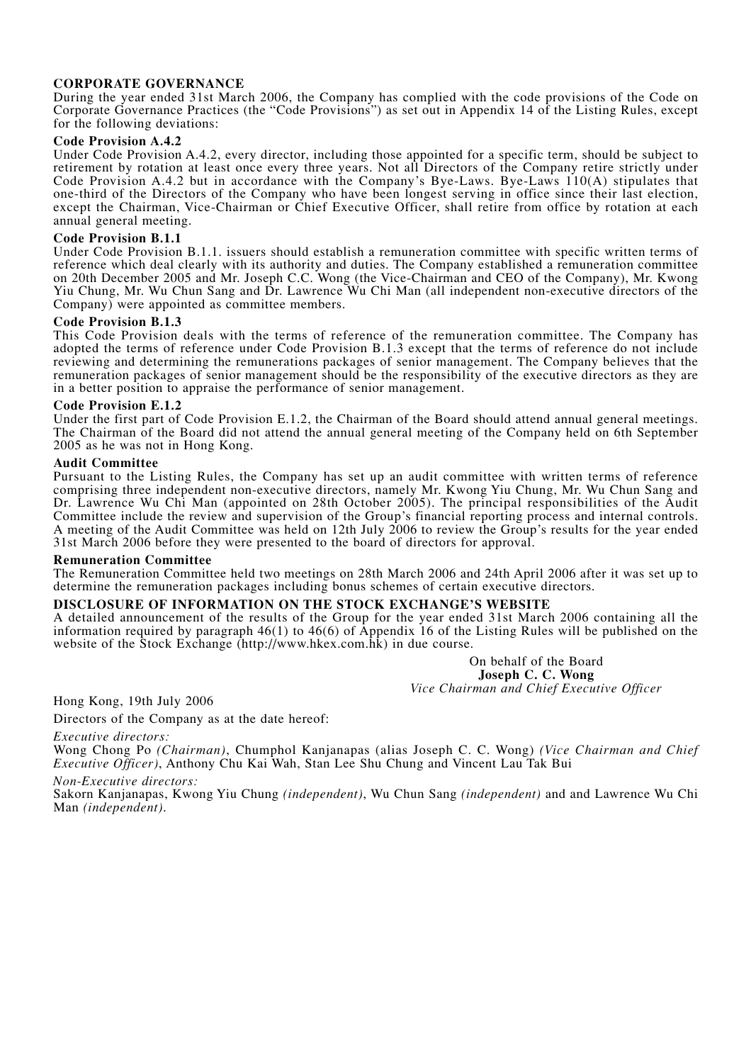## CORPORATE GOVERNANCE

During the year ended 31st March 2006, the Company has complied with the code provisions of the Code on Corporate Governance Practices (the "Code Provisions") as set out in Appendix 14 of the Listing Rules, except for the following deviations:

### Code Provision A.4.2

Under Code Provision A.4.2, every director, including those appointed for a specific term, should be subject to retirement by rotation at least once every three years. Not all Directors of the Company retire strictly under Code Provision A.4.2 but in accordance with the Company's Bye-Laws. Bye-Laws 110(A) stipulates that one-third of the Directors of the Company who have been longest serving in office since their last election, except the Chairman, Vice-Chairman or Chief Executive Officer, shall retire from office by rotation at each annual general meeting.

### Code Provision B.1.1

Under Code Provision B.1.1. issuers should establish a remuneration committee with specific written terms of reference which deal clearly with its authority and duties. The Company established a remuneration committee on 20th December 2005 and Mr. Joseph C.C. Wong (the Vice-Chairman and CEO of the Company), Mr. Kwong Yiu Chung, Mr. Wu Chun Sang and Dr. Lawrence Wu Chi Man (all independent non-executive directors of the Company) were appointed as committee members.

### Code Provision B.1.3

This Code Provision deals with the terms of reference of the remuneration committee. The Company has adopted the terms of reference under Code Provision B.1.3 except that the terms of reference do not include reviewing and determining the remunerations packages of senior management. The Company believes that the remuneration packages of senior management should be the responsibility of the executive directors as they are in a better position to appraise the performance of senior management.

### Code Provision E.1.2

Under the first part of Code Provision E.1.2, the Chairman of the Board should attend annual general meetings. The Chairman of the Board did not attend the annual general meeting of the Company held on 6th September 2005 as he was not in Hong Kong.

### Audit Committee

Pursuant to the Listing Rules, the Company has set up an audit committee with written terms of reference comprising three independent non-executive directors, namely Mr. Kwong Yiu Chung, Mr. Wu Chun Sang and Dr. Lawrence Wu Chi Man (appointed on 28th October 2005). The principal responsibilities of the Audit Committee include the review and supervision of the Group's financial reporting process and internal controls. A meeting of the Audit Committee was held on 12th July 2006 to review the Group's results for the year ended 31st March 2006 before they were presented to the board of directors for approval.

### Remuneration Committee

The Remuneration Committee held two meetings on 28th March 2006 and 24th April 2006 after it was set up to determine the remuneration packages including bonus schemes of certain executive directors.

## DISCLOSURE OF INFORMATION ON THE STOCK EXCHANGE'S WEBSITE

A detailed announcement of the results of the Group for the year ended 31st March 2006 containing all the information required by paragraph 46(1) to 46(6) of Appendix 16 of the Listing Rules will be published on the website of the Stock Exchange (http://www.hkex.com.hk) in due course.

On behalf of the Board
**Joseph C. C. Wong**
*Vice Chairman and Chief Executive Officer*

Hong Kong, 19th July 2006

Directors of the Company as at the date hereof:

*Executive directors:*
Wong Chong Po *(Chairman)*, Chumphol Kanjanapas (alias Joseph C. C. Wong) *(Vice Chairman and Chief Executive Officer)*, Anthony Chu Kai Wah, Stan Lee Shu Chung and Vincent Lau Tak Bui

*Non-Executive directors:*
Sakorn Kanjanapas, Kwong Yiu Chung *(independent)*, Wu Chun Sang *(independent)* and and Lawrence Wu Chi Man *(independent)*.